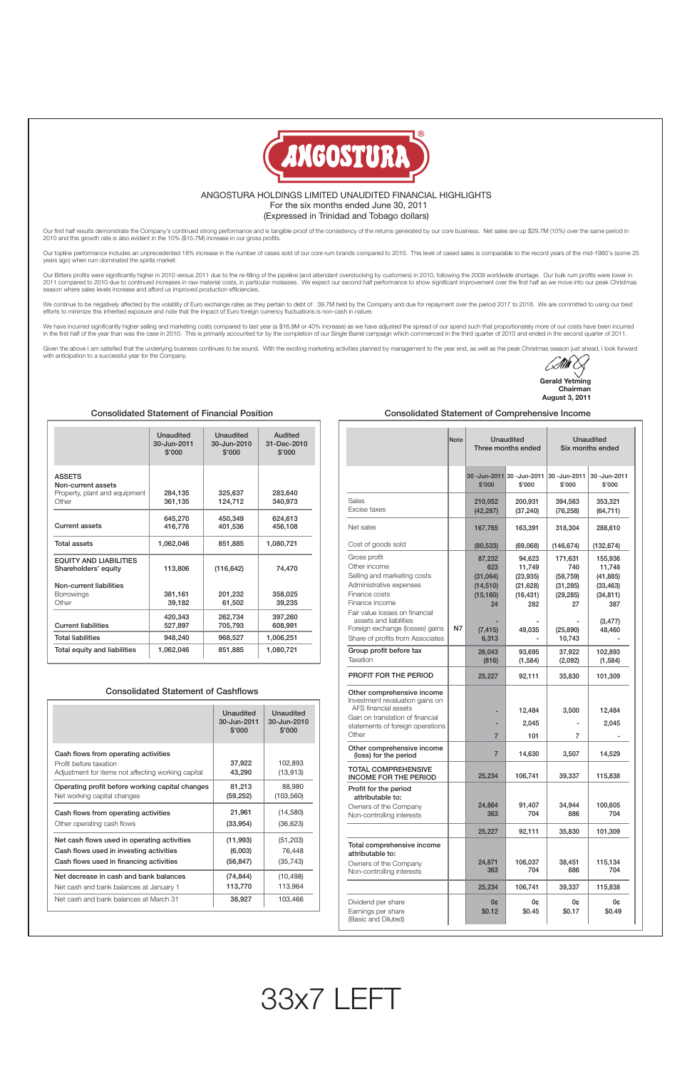ANGOSTURA

ANGOSTURA HOLDINGS LIMITED UNAUDITED FINANCIAL HIGHLIGHTS
For the six months ended June 30, 2011
(Expressed in Trinidad and Tobago dollars)

Our first half results demonstrate the Company's continued strong performance and is tangible proof of the consistency of the returns generated by our core business. Net sales are up $29.7M (10%) over the same period in 2010 and this growth rate is also evident in the 10% ($15.7M) increase in our gross profits.

Our topline performance includes an unprecedented 18% increase in the number of cases sold of our core rum brands compared to 2010. This level of cased sales is comparable to the record years of the mid-1980's (some 25 years ago) when rum dominated the spirits market.

Our Bitters profits were significantly higher in 2010 versus 2011 due to the re-filling of the pipeline (and attendant overstocking by customers) in 2010, following the 2009 worldwide shortage. Our bulk rum profits were lower in 2011 compared to 2010 due to continued increases in raw material costs, in particular molasses. We expect our second half performance to show significant improvement over the first half as we move into our peak Christmas season where sales levels increase and afford us improved production efficiencies.

We continue to be negatively affected by the volatility of Euro exchange rates as they pertain to debt of 39.7M held by the Company and due for repayment over the period 2017 to 2018. We are committed to using our best efforts to minimize this inherited exposure and note that the impact of Euro foreign currency fluctuations is non-cash in nature.

We have incurred significantly higher selling and marketing costs compared to last year (a $16.9M or 40% increase) as we have adjusted the spread of our spend such that proportionately more of our costs have been incurred in the first half of the year than was the case in 2010. This is primarily accounted for by the completion of our Single Barrel campaign which commenced in the third quarter of 2010 and ended in the second quarter of 2011.

Given the above I am satisfied that the underlying business continues to be sound. With the exciting marketing activities planned by management to the year end, as well as the peak Christmas season just ahead, I look forward with anticipation to a successful year for the Company.

**Gerald Yetming**
**Chairman**
**August 3, 2011**

## Consolidated Statement of Financial Position

| | Unaudited 30-Jun-2011 $'000 | Unaudited 30-Jun-2010 $'000 | Audited 31-Dec-2010 $'000 |
|---|---|---|---|
| **ASSETS** | | | |
| Non-current assets | | | |
| Property, plant and equipment | 284,135 | 325,637 | 283,640 |
| Other | 361,135 | 124,712 | 340,973 |
| | 645,270 | 450,349 | 624,613 |
| Current assets | 416,776 | 401,536 | 456,108 |
| Total assets | 1,062,046 | 851,885 | 1,080,721 |
| **EQUITY AND LIABILITIES** | | | |
| Shareholders' equity | 113,806 | (116,642) | 74,470 |
| Non-current liabilities | | | |
| Borrowings | 381,161 | 201,232 | 358,025 |
| Other | 39,182 | 61,502 | 39,235 |
| | 420,343 | 262,734 | 397,260 |
| Current liabilities | 527,897 | 705,793 | 608,991 |
| Total liabilities | 948,240 | 968,527 | 1,006,251 |
| Total equity and liabilities | 1,062,046 | 851,885 | 1,080,721 |

## Consolidated Statement of Cashflows

| | Unaudited 30-Jun-2011 $'000 | Unaudited 30-Jun-2010 $'000 |
|---|---|---|
| Cash flows from operating activities | | |
| Profit before taxation | 37,922 | 102,893 |
| Adjustment for items not affecting working capital | 43,290 | (13,913) |
| Operating profit before working capital changes | 81,213 | 88,980 |
| Net working capital changes | (59,252) | (103,560) |
| Cash flows from operating activities | 21,961 | (14,580) |
| Other operating cash flows | (33,954) | (36,623) |
| Net cash flows used in operating activities | (11,993) | (51,203) |
| Cash flows used in investing activities | (6,003) | 76,448 |
| Cash flows used in financing activities | (56,847) | (35,743) |
| Net decrease in cash and bank balances | (74,844) | (10,498) |
| Net cash and bank balances at January 1 | 113,770 | 113,964 |
| Net cash and bank balances at March 31 | 38,927 | 103,466 |

## Consolidated Statement of Comprehensive Income

| | Note | Unaudited Three months ended | | Unaudited Six months ended | |
|---|---|---|---|---|---|
| | | 30-Jun-2011 $'000 | 30-Jun-2010 $'000 | 30-Jun-2011 $'000 | 30-Jun-2010 $'000 |
| Sales | | 210,052 | 200,931 | 394,563 | 353,321 |
| Excise taxes | | (42,287) | (37,240) | (76,258) | (64,711) |
| Net sales | | 167,765 | 163,391 | 318,304 | 288,610 |
| Cost of goods sold | | (80,533) | (69,068) | (146,674) | (132,674) |
| Gross profit | | 87,232 | 94,623 | 171,631 | 155,936 |
| Other income | | 623 | 11,749 | 740 | 11,748 |
| Selling and marketing costs | | (31,064) | (23,935) | (58,759) | (41,885) |
| Administrative expenses | | (14,510) | (21,628) | (31,285) | (33,463) |
| Finance costs | | (15,160) | (16,431) | (29,285) | (34,811) |
| Finance income | | 24 | 282 | 27 | 387 |
| Fair value losses on financial assets and liabilities | | - | - | - | (3,477) |
| Foreign exchange (losses) gains | N7 | (7,415) | 49,035 | (25,890) | 48,460 |
| Share of profits from Associates | | 6,313 | - | 10,743 | - |
| Group profit before tax | | 26,043 | 93,695 | 37,922 | 102,893 |
| Taxation | | (816) | (1,584) | (2,092) | (1,584) |
| PROFIT FOR THE PERIOD | | 25,227 | 92,111 | 35,830 | 101,309 |
| Other comprehensive income | | | | | |
| Investment revaluation gains on AFS financial assets | | - | 12,484 | 3,500 | 12,484 |
| Gain on translation of financial statements of foreign operations | | - | 2,045 | - | 2,045 |
| Other | | 7 | 101 | 7 | - |
| Other comprehensive income (loss) for the period | | 7 | 14,630 | 3,507 | 14,529 |
| TOTAL COMPREHENSIVE INCOME FOR THE PERIOD | | 25,234 | 106,741 | 39,337 | 115,838 |
| Profit for the period attributable to: | | | | | |
| Owners of the Company | | 24,864 | 91,407 | 34,944 | 100,605 |
| Non-controlling interests | | 363 | 704 | 886 | 704 |
| | | 25,227 | 92,111 | 35,830 | 101,309 |
| Total comprehensive income attributable to: | | | | | |
| Owners of the Company | | 24,871 | 106,037 | 38,451 | 115,134 |
| Non-controlling interests | | 363 | 704 | 886 | 704 |
| | | 25,234 | 106,741 | 39,337 | 115,838 |
| Dividend per share | | 0¢ | 0¢ | 0¢ | 0¢ |
| Earnings per share (Basic and Diluted) | | $0.12 | $0.45 | $0.17 | $0.49 |

33x7 LEFT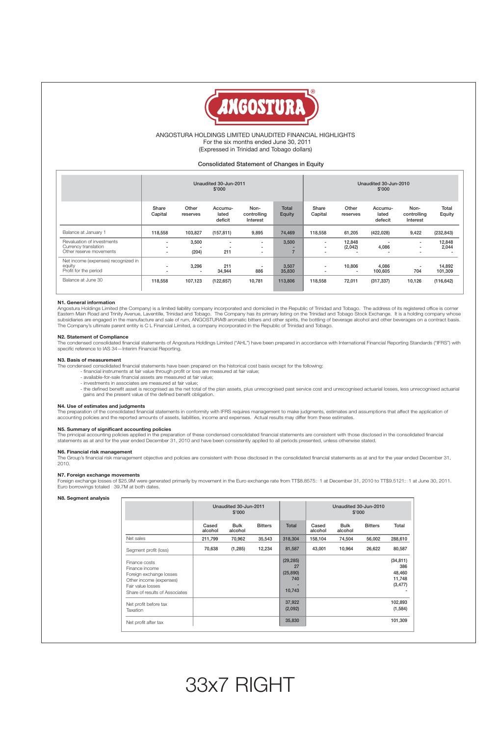ANGOSTURA®

ANGOSTURA HOLDINGS LIMITED UNAUDITED FINANCIAL HIGHLIGHTS
For the six months ended June 30, 2011
(Expressed in Trinidad and Tobago dollars)

## Consolidated Statement of Changes in Equity

| | Unaudited 30-Jun-2011 $'000 | | | | | Unaudited 30-Jun-2010 $'000 | | | | |
|---|---|---|---|---|---|---|---|---|---|---|
| | Share Capital | Other reserves | Accumulated deficit | Non-controlling Interest | Total Equity | Share Capital | Other reserves | Accumulated defecit | Non-controlling Interest | Total Equity |
| Balance at January 1 | 118,558 | 103,827 | (157,811) | 9,895 | 74,469 | 118,558 | 61,205 | (422,028) | 9,422 | (232,843) |
| Revaluation of investments | - | 3,500 | - | - | 3,500 | - | 12,848 | - | - | 12,848 |
| Currency translation | - | - | - | - | - | - | (2,042) | 4,086 | - | 2,044 |
| Other reserve movements | - | (204) | 211 | - | 7 | - | - | - | - | - |
| Net income (expenses) recognized in equity | - | 3,296 | 211 | - | 3,507 | - | 10,806 | 4,086 | - | 14,892 |
| Profit for the period | - | - | 34,944 | 886 | 35,830 | - | - | 100,605 | 704 | 101,309 |
| Balance at June 30 | 118,558 | 107,123 | (122,657) | 10,781 | 113,806 | 118,558 | 72,011 | (317,337) | 10,126 | (116,642) |

**N1. General information**
Angostura Holdings Limited (the Company) is a limited liability company incorporated and domiciled in the Republic of Trinidad and Tobago. The address of its registered office is corner Eastern Main Road and Trinity Avenue, Laventille, Trinidad and Tobago. The Company has its primary listing on the Trinidad and Tobago Stock Exchange. It is a holding company whose subsidiaries are engaged in the manufacture and sale of rum, ANGOSTURA® aromatic bitters and other spirits, the bottling of beverage alcohol and other beverages on a contract basis. The Company's ultimate parent entity is C L Financial Limited, a company incorporated in the Republic of Trinidad and Tobago.

**N2. Statement of Compliance**
The condensed consolidated financial statements of Angostura Holdings Limited ("AHL") have been prepared in accordance with International Financial Reporting Standards ("IFRS") with specific reference to IAS 34—Interim Financial Reporting.

**N3. Basis of measurement**
The condensed consolidated financial statements have been prepared on the historical cost basis except for the following:

- financial instruments at fair value through profit or loss are measured at fair value;
- available-for-sale financial assets are measured at fair value;
- investments in associates are measured at fair value;
- the defined benefit asset is recognised as the net total of the plan assets, plus unrecognised past service cost and unrecognised actuarial losses, less unrecognised actuarial gains and the present value of the defined benefit obligation.

**N4. Use of estimates and judgments**
The preparation of the consolidated financial statements in conformity with IFRS requires management to make judgments, estimates and assumptions that affect the application of accounting policies and the reported amounts of assets, liabilities, income and expenses. Actual results may differ from these estimates.

**N5. Summary of significant accounting policies**
The principal accounting policies applied in the preparation of these condensed consolidated financial statements are consistent with those disclosed in the consolidated financial statements as at and for the year ended December 31, 2010 and have been consistently applied to all periods presented, unless otherwise stated.

**N6. Financial risk management**
The Group's financial risk management objective and policies are consistent with those disclosed in the consolidated financial statements as at and for the year ended December 31, 2010.

**N7. Foreign exchange movements**
Foreign exchange losses of $25.9M were generated primarily by movement in the Euro exchange rate from TT$8.8575: 1 at December 31, 2010 to TT$9.5121: 1 at June 30, 2011. Euro borrowings totaled 39.7M at both dates.

**N8. Segment analysis**

| | Unaudited 30-Jun-2011 $'000 | | | | Unaudited 30-Jun-2010 $'000 | | | |
|---|---|---|---|---|---|---|---|---|
| | Cased alcohol | Bulk alcohol | Bitters | Total | Cased alcohol | Bulk alcohol | Bitters | Total |
| Net sales | 211,799 | 70,962 | 35,543 | 318,304 | 158,104 | 74,504 | 56,002 | 288,610 |
| Segment profit (loss) | 70,638 | (1,285) | 12,234 | 81,587 | 43,001 | 10,964 | 26,622 | 80,587 |
| Finance costs | | | | (29,285) | | | | (34,811) |
| Finance income | | | | 27 | | | | 386 |
| Foreign exchange losses | | | | (25,890) | | | | 48,460 |
| Other income (expenses) | | | | 740 | | | | 11,748 |
| Fair value losses | | | | - | | | | (3,477) |
| Share of results of Associates | | | | 10,743 | | | | - |
| Net profit before tax | | | | 37,922 | | | | 102,893 |
| Taxation | | | | (2,092) | | | | (1,584) |
| Net profit after tax | | | | 35,830 | | | | 101,309 |

33x7 RIGHT